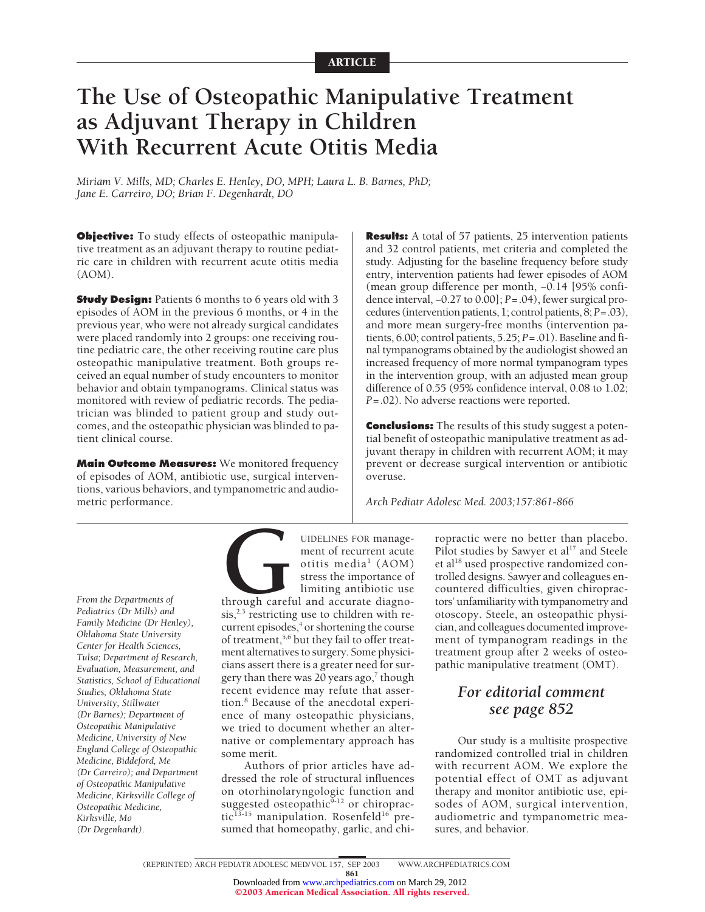ARTICLE

# The Use of Osteopathic Manipulative Treatment as Adjuvant Therapy in Children With Recurrent Acute Otitis Media

*Miriam V. Mills, MD; Charles E. Henley, DO, MPH; Laura L. B. Barnes, PhD; Jane E. Carreiro, DO; Brian F. Degenhardt, DO*

**Objective:** To study effects of osteopathic manipulative treatment as an adjuvant therapy to routine pediatric care in children with recurrent acute otitis media (AOM).

**Study Design:** Patients 6 months to 6 years old with 3 episodes of AOM in the previous 6 months, or 4 in the previous year, who were not already surgical candidates were placed randomly into 2 groups: one receiving routine pediatric care, the other receiving routine care plus osteopathic manipulative treatment. Both groups received an equal number of study encounters to monitor behavior and obtain tympanograms. Clinical status was monitored with review of pediatric records. The pediatrician was blinded to patient group and study outcomes, and the osteopathic physician was blinded to patient clinical course.

**Main Outcome Measures:** We monitored frequency of episodes of AOM, antibiotic use, surgical interventions, various behaviors, and tympanometric and audiometric performance.

**Results:** A total of 57 patients, 25 intervention patients and 32 control patients, met criteria and completed the study. Adjusting for the baseline frequency before study entry, intervention patients had fewer episodes of AOM (mean group difference per month, −0.14 [95% confidence interval, −0.27 to 0.00]; $P=.04$), fewer surgical procedures (intervention patients, 1; control patients, 8; $P=.03$), and more mean surgery-free months (intervention patients, 6.00; control patients, 5.25; $P=.01$). Baseline and final tympanograms obtained by the audiologist showed an increased frequency of more normal tympanogram types in the intervention group, with an adjusted mean group difference of 0.55 (95% confidence interval, 0.08 to 1.02; $P=.02$). No adverse reactions were reported.

**Conclusions:** The results of this study suggest a potential benefit of osteopathic manipulative treatment as adjuvant therapy in children with recurrent AOM; it may prevent or decrease surgical intervention or antibiotic overuse.

*Arch Pediatr Adolesc Med. 2003;157:861-866*

GUIDELINES FOR management of recurrent acute otitis media[1] (AOM) stress the importance of limiting antibiotic use through careful and accurate diagnosis,[2,3] restricting use to children with recurrent episodes,[4] or shortening the course of treatment,[5,6] but they fail to offer treatment alternatives to surgery. Some physicians assert there is a greater need for surgery than there was 20 years ago,[7] though recent evidence may refute that assertion.[8] Because of the anecdotal experience of many osteopathic physicians, we tried to document whether an alternative or complementary approach has some merit.

Authors of prior articles have addressed the role of structural influences on otorhinolaryngologic function and suggested osteopathic[9-12] or chiropractic[13-15] manipulation. Rosenfeld[16] presumed that homeopathy, garlic, and chiropractic were no better than placebo. Pilot studies by Sawyer et al[17] and Steele et al[18] used prospective randomized controlled designs. Sawyer and colleagues encountered difficulties, given chiropractors' unfamiliarity with tympanometry and otoscopy. Steele, an osteopathic physician, and colleagues documented improvement of tympanogram readings in the treatment group after 2 weeks of osteopathic manipulative treatment (OMT).

*For editorial comment see page 852*

Our study is a multisite prospective randomized controlled trial in children with recurrent AOM. We explore the potential effect of OMT as adjuvant therapy and monitor antibiotic use, episodes of AOM, surgical intervention, audiometric and tympanometric measures, and behavior.

*From the Departments of Pediatrics (Dr Mills) and Family Medicine (Dr Henley), Oklahoma State University Center for Health Sciences, Tulsa; Department of Research, Evaluation, Measurement, and Statistics, School of Educational Studies, Oklahoma State University, Stillwater (Dr Barnes); Department of Osteopathic Manipulative Medicine, University of New England College of Osteopathic Medicine, Biddeford, Me (Dr Carreiro); and Department of Osteopathic Manipulative Medicine, Kirksville College of Osteopathic Medicine, Kirksville, Mo (Dr Degenhardt).*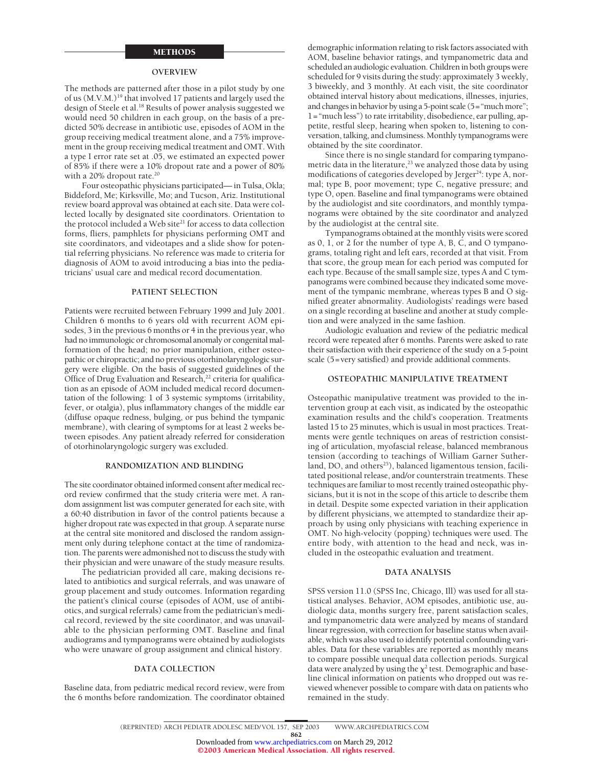## METHODS

### OVERVIEW

The methods are patterned after those in a pilot study by one of us (M.V.M.)[19] that involved 17 patients and largely used the design of Steele et al.[18] Results of power analysis suggested we would need 50 children in each group, on the basis of a predicted 50% decrease in antibiotic use, episodes of AOM in the group receiving medical treatment alone, and a 75% improvement in the group receiving medical treatment and OMT. With a type I error rate set at .05, we estimated an expected power of 85% if there were a 10% dropout rate and a power of 80% with a 20% dropout rate.[20]

Four osteopathic physicians participated—in Tulsa, Okla; Biddeford, Me; Kirksville, Mo; and Tucson, Ariz. Institutional review board approval was obtained at each site. Data were collected locally by designated site coordinators. Orientation to the protocol included a Web site[21] for access to data collection forms, fliers, pamphlets for physicians performing OMT and site coordinators, and videotapes and a slide show for potential referring physicians. No reference was made to criteria for diagnosis of AOM to avoid introducing a bias into the pediatricians' usual care and medical record documentation.

### PATIENT SELECTION

Patients were recruited between February 1999 and July 2001. Children 6 months to 6 years old with recurrent AOM episodes, 3 in the previous 6 months or 4 in the previous year, who had no immunologic or chromosomal anomaly or congenital malformation of the head; no prior manipulation, either osteopathic or chiropractic; and no previous otorhinolaryngologic surgery were eligible. On the basis of suggested guidelines of the Office of Drug Evaluation and Research,[22] criteria for qualification as an episode of AOM included medical record documentation of the following: 1 of 3 systemic symptoms (irritability, fever, or otalgia), plus inflammatory changes of the middle ear (diffuse opaque redness, bulging, or pus behind the tympanic membrane), with clearing of symptoms for at least 2 weeks between episodes. Any patient already referred for consideration of otorhinolaryngologic surgery was excluded.

### RANDOMIZATION AND BLINDING

The site coordinator obtained informed consent after medical record review confirmed that the study criteria were met. A random assignment list was computer generated for each site, with a 60:40 distribution in favor of the control patients because a higher dropout rate was expected in that group. A separate nurse at the central site monitored and disclosed the random assignment only during telephone contact at the time of randomization. The parents were admonished not to discuss the study with their physician and were unaware of the study measure results.

The pediatrician provided all care, making decisions related to antibiotics and surgical referrals, and was unaware of group placement and study outcomes. Information regarding the patient's clinical course (episodes of AOM, use of antibiotics, and surgical referrals) came from the pediatrician's medical record, reviewed by the site coordinator, and was unavailable to the physician performing OMT. Baseline and final audiograms and tympanograms were obtained by audiologists who were unaware of group assignment and clinical history.

### DATA COLLECTION

Baseline data, from pediatric medical record review, were from the 6 months before randomization. The coordinator obtained demographic information relating to risk factors associated with AOM, baseline behavior ratings, and tympanometric data and scheduled an audiologic evaluation. Children in both groups were scheduled for 9 visits during the study: approximately 3 weekly, 3 biweekly, and 3 monthly. At each visit, the site coordinator obtained interval history about medications, illnesses, injuries, and changes in behavior by using a 5-point scale (5="much more"; 1="much less") to rate irritability, disobedience, ear pulling, appetite, restful sleep, hearing when spoken to, listening to conversation, talking, and clumsiness. Monthly tympanograms were obtained by the site coordinator.

Since there is no single standard for comparing tympanometric data in the literature,[23] we analyzed those data by using modifications of categories developed by Jerger[24]: type A, normal; type B, poor movement; type C, negative pressure; and type O, open. Baseline and final tympanograms were obtained by the audiologist and site coordinators, and monthly tympanograms were obtained by the site coordinator and analyzed by the audiologist at the central site.

Tympanograms obtained at the monthly visits were scored as 0, 1, or 2 for the number of type A, B, C, and O tympanograms, totaling right and left ears, recorded at that visit. From that score, the group mean for each period was computed for each type. Because of the small sample size, types A and C tympanograms were combined because they indicated some movement of the tympanic membrane, whereas types B and O signified greater abnormality. Audiologists' readings were based on a single recording at baseline and another at study completion and were analyzed in the same fashion.

Audiologic evaluation and review of the pediatric medical record were repeated after 6 months. Parents were asked to rate their satisfaction with their experience of the study on a 5-point scale (5=very satisfied) and provide additional comments.

### OSTEOPATHIC MANIPULATIVE TREATMENT

Osteopathic manipulative treatment was provided to the intervention group at each visit, as indicated by the osteopathic examination results and the child's cooperation. Treatments lasted 15 to 25 minutes, which is usual in most practices. Treatments were gentle techniques on areas of restriction consisting of articulation, myofascial release, balanced membranous tension (according to teachings of William Garner Sutherland, DO, and others[25]), balanced ligamentous tension, facilitated positional release, and/or counterstrain treatments. These techniques are familiar to most recently trained osteopathic physicians, but it is not in the scope of this article to describe them in detail. Despite some expected variation in their application by different physicians, we attempted to standardize their approach by using only physicians with teaching experience in OMT. No high-velocity (popping) techniques were used. The entire body, with attention to the head and neck, was included in the osteopathic evaluation and treatment.

### DATA ANALYSIS

SPSS version 11.0 (SPSS Inc, Chicago, Ill) was used for all statistical analyses. Behavior, AOM episodes, antibiotic use, audiologic data, months surgery free, parent satisfaction scales, and tympanometric data were analyzed by means of standard linear regression, with correction for baseline status when available, which was also used to identify potential confounding variables. Data for these variables are reported as monthly means to compare possible unequal data collection periods. Surgical data were analyzed by using the $\chi^2$ test. Demographic and baseline clinical information on patients who dropped out was reviewed whenever possible to compare with data on patients who remained in the study.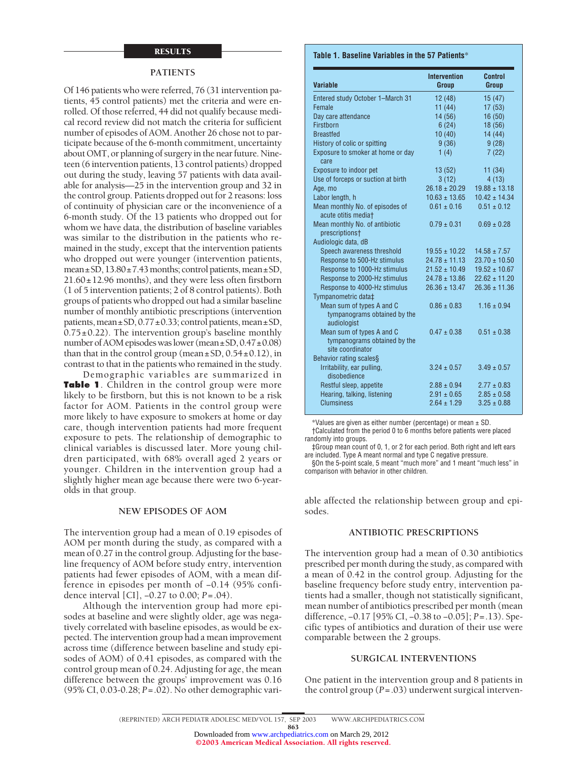## RESULTS

### PATIENTS

Of 146 patients who were referred, 76 (31 intervention patients, 45 control patients) met the criteria and were enrolled. Of those referred, 44 did not qualify because medical record review did not match the criteria for sufficient number of episodes of AOM. Another 26 chose not to participate because of the 6-month commitment, uncertainty about OMT, or planning of surgery in the near future. Nineteen (6 intervention patients, 13 control patients) dropped out during the study, leaving 57 patients with data available for analysis—25 in the intervention group and 32 in the control group. Patients dropped out for 2 reasons: loss of continuity of physician care or the inconvenience of a 6-month study. Of the 13 patients who dropped out for whom we have data, the distribution of baseline variables was similar to the distribution in the patients who remained in the study, except that the intervention patients who dropped out were younger (intervention patients, mean±SD, 13.80±7.43 months; control patients, mean±SD, 21.60±12.96 months), and they were less often firstborn (1 of 5 intervention patients; 2 of 8 control patients). Both groups of patients who dropped out had a similar baseline number of monthly antibiotic prescriptions (intervention patients, mean±SD, 0.77±0.33; control patients, mean±SD, 0.75±0.22). The intervention group's baseline monthly number of AOM episodes was lower (mean±SD, 0.47±0.08) than that in the control group (mean±SD, 0.54±0.12), in contrast to that in the patients who remained in the study.

Demographic variables are summarized in **Table 1**. Children in the control group were more likely to be firstborn, but this is not known to be a risk factor for AOM. Patients in the control group were more likely to have exposure to smokers at home or day care, though intervention patients had more frequent exposure to pets. The relationship of demographic to clinical variables is discussed later. More young children participated, with 68% overall aged 2 years or younger. Children in the intervention group had a slightly higher mean age because there were two 6-year-olds in that group.

**Table 1. Baseline Variables in the 57 Patients***

| Variable | Intervention Group | Control Group |
|---|---|---|
| Entered study October 1–March 31 | 12 (48) | 15 (47) |
| Female | 11 (44) | 17 (53) |
| Day care attendance | 14 (56) | 16 (50) |
| Firstborn | 6 (24) | 18 (56) |
| Breastfed | 10 (40) | 14 (44) |
| History of colic or spitting | 9 (36) | 9 (28) |
| Exposure to smoker at home or day care | 1 (4) | 7 (22) |
| Exposure to indoor pet | 13 (52) | 11 (34) |
| Use of forceps or suction at birth | 3 (12) | 4 (13) |
| Age, mo | 26.18 ± 20.29 | 19.88 ± 13.18 |
| Labor length, h | 10.63 ± 13.65 | 10.42 ± 14.34 |
| Mean monthly No. of episodes of acute otitis media† | 0.61 ± 0.16 | 0.51 ± 0.12 |
| Mean monthly No. of antibiotic prescriptions† | 0.79 ± 0.31 | 0.69 ± 0.28 |
| Audiologic data, dB | | |
| Speech awareness threshold | 19.55 ± 10.22 | 14.58 ± 7.57 |
| Response to 500-Hz stimulus | 24.78 ± 11.13 | 23.70 ± 10.50 |
| Response to 1000-Hz stimulus | 21.52 ± 10.49 | 19.52 ± 10.67 |
| Response to 2000-Hz stimulus | 24.78 ± 13.86 | 22.62 ± 11.20 |
| Response to 4000-Hz stimulus | 26.36 ± 13.47 | 26.36 ± 11.36 |
| Tympanometric data‡ | | |
| Mean sum of types A and C tympanograms obtained by the audiologist | 0.86 ± 0.83 | 1.16 ± 0.94 |
| Mean sum of types A and C tympanograms obtained by the site coordinator | 0.47 ± 0.38 | 0.51 ± 0.38 |
| Behavior rating scales§ | | |
| Irritability, ear pulling, disobedience | 3.24 ± 0.57 | 3.49 ± 0.57 |
| Restful sleep, appetite | 2.88 ± 0.94 | 2.77 ± 0.83 |
| Hearing, talking, listening | 2.91 ± 0.65 | 2.85 ± 0.58 |
| Clumsiness | 2.64 ± 1.29 | 3.25 ± 0.88 |

*Values are given as either number (percentage) or mean ± SD.
†Calculated from the period 0 to 6 months before patients were placed randomly into groups.
‡Group mean count of 0, 1, or 2 for each period. Both right and left ears are included. Type A meant normal and type C negative pressure.
§On the 5-point scale, 5 meant "much more" and 1 meant "much less" in comparison with behavior in other children.

### NEW EPISODES OF AOM

The intervention group had a mean of 0.19 episodes of AOM per month during the study, as compared with a mean of 0.27 in the control group. Adjusting for the baseline frequency of AOM before study entry, intervention patients had fewer episodes of AOM, with a mean difference in episodes per month of −0.14 (95% confidence interval [CI], −0.27 to 0.00; *P*=.04).

Although the intervention group had more episodes at baseline and were slightly older, age was negatively correlated with baseline episodes, as would be expected. The intervention group had a mean improvement across time (difference between baseline and study episodes of AOM) of 0.41 episodes, as compared with the control group mean of 0.24. Adjusting for age, the mean difference between the groups' improvement was 0.16 (95% CI, 0.03-0.28; *P*=.02). No other demographic variable affected the relationship between group and episodes.

### ANTIBIOTIC PRESCRIPTIONS

The intervention group had a mean of 0.30 antibiotics prescribed per month during the study, as compared with a mean of 0.42 in the control group. Adjusting for the baseline frequency before study entry, intervention patients had a smaller, though not statistically significant, mean number of antibiotics prescribed per month (mean difference, −0.17 [95% CI, −0.38 to −0.05]; *P*=.13). Specific types of antibiotics and duration of their use were comparable between the 2 groups.

### SURGICAL INTERVENTIONS

One patient in the intervention group and 8 patients in the control group (*P*=.03) underwent surgical interven-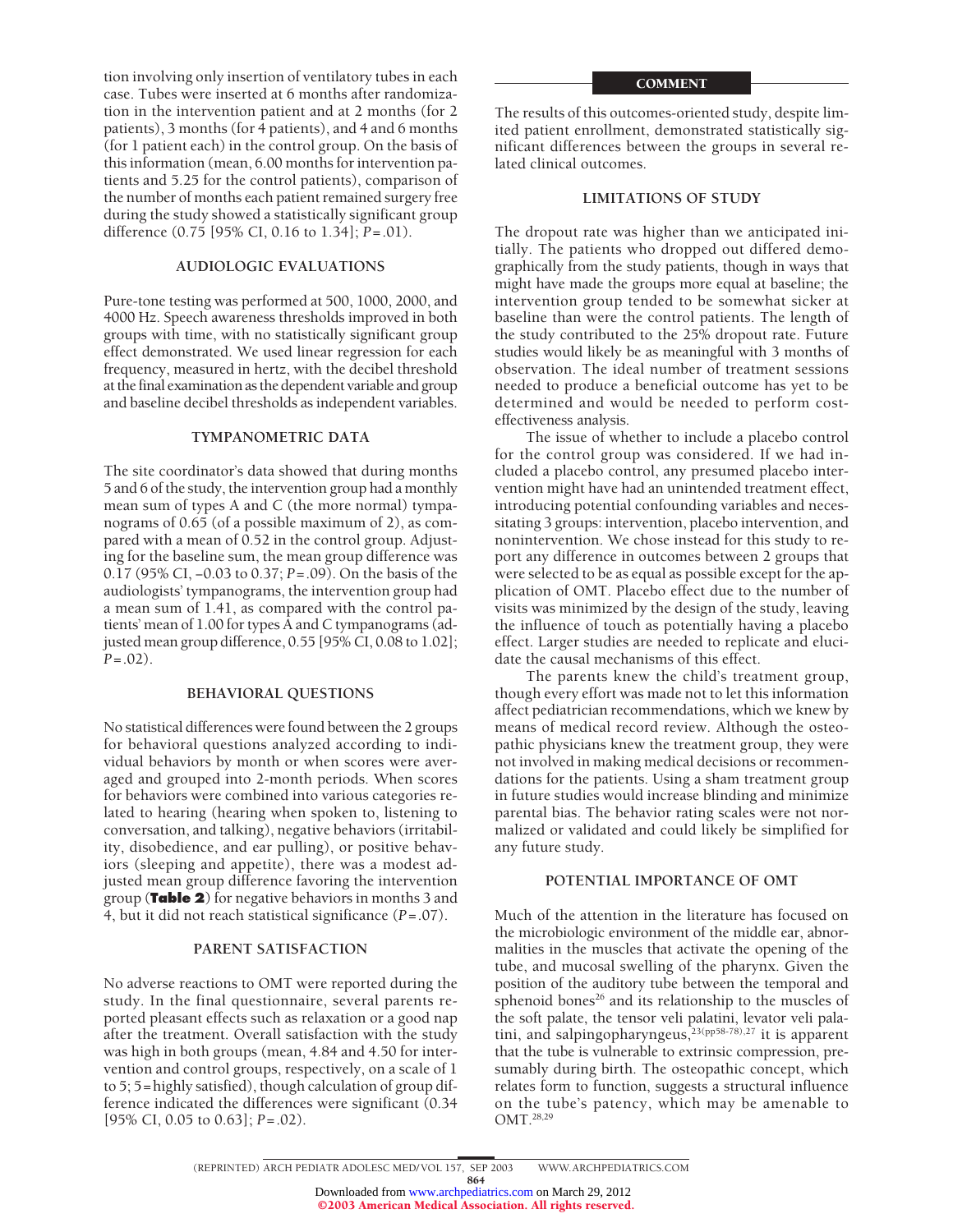tion involving only insertion of ventilatory tubes in each case. Tubes were inserted at 6 months after randomization in the intervention patient and at 2 months (for 2 patients), 3 months (for 4 patients), and 4 and 6 months (for 1 patient each) in the control group. On the basis of this information (mean, 6.00 months for intervention patients and 5.25 for the control patients), comparison of the number of months each patient remained surgery free during the study showed a statistically significant group difference (0.75 [95% CI, 0.16 to 1.34]; $P = .01$).

### AUDIOLOGIC EVALUATIONS

Pure-tone testing was performed at 500, 1000, 2000, and 4000 Hz. Speech awareness thresholds improved in both groups with time, with no statistically significant group effect demonstrated. We used linear regression for each frequency, measured in hertz, with the decibel threshold at the final examination as the dependent variable and group and baseline decibel thresholds as independent variables.

### TYMPANOMETRIC DATA

The site coordinator's data showed that during months 5 and 6 of the study, the intervention group had a monthly mean sum of types A and C (the more normal) tympanograms of 0.65 (of a possible maximum of 2), as compared with a mean of 0.52 in the control group. Adjusting for the baseline sum, the mean group difference was 0.17 (95% CI, −0.03 to 0.37; $P = .09$). On the basis of the audiologists' tympanograms, the intervention group had a mean sum of 1.41, as compared with the control patients' mean of 1.00 for types A and C tympanograms (adjusted mean group difference, 0.55 [95% CI, 0.08 to 1.02]; $P = .02$).

### BEHAVIORAL QUESTIONS

No statistical differences were found between the 2 groups for behavioral questions analyzed according to individual behaviors by month or when scores were averaged and grouped into 2-month periods. When scores for behaviors were combined into various categories related to hearing (hearing when spoken to, listening to conversation, and talking), negative behaviors (irritability, disobedience, and ear pulling), or positive behaviors (sleeping and appetite), there was a modest adjusted mean group difference favoring the intervention group (**Table 2**) for negative behaviors in months 3 and 4, but it did not reach statistical significance ($P = .07$).

### PARENT SATISFACTION

No adverse reactions to OMT were reported during the study. In the final questionnaire, several parents reported pleasant effects such as relaxation or a good nap after the treatment. Overall satisfaction with the study was high in both groups (mean, 4.84 and 4.50 for intervention and control groups, respectively, on a scale of 1 to 5; 5 = highly satisfied), though calculation of group difference indicated the differences were significant (0.34 [95% CI, 0.05 to 0.63]; $P = .02$).

## COMMENT

The results of this outcomes-oriented study, despite limited patient enrollment, demonstrated statistically significant differences between the groups in several related clinical outcomes.

### LIMITATIONS OF STUDY

The dropout rate was higher than we anticipated initially. The patients who dropped out differed demographically from the study patients, though in ways that might have made the groups more equal at baseline; the intervention group tended to be somewhat sicker at baseline than were the control patients. The length of the study contributed to the 25% dropout rate. Future studies would likely be as meaningful with 3 months of observation. The ideal number of treatment sessions needed to produce a beneficial outcome has yet to be determined and would be needed to perform cost-effectiveness analysis.

The issue of whether to include a placebo control for the control group was considered. If we had included a placebo control, any presumed placebo intervention might have had an unintended treatment effect, introducing potential confounding variables and necessitating 3 groups: intervention, placebo intervention, and nonintervention. We chose instead for this study to report any difference in outcomes between 2 groups that were selected to be as equal as possible except for the application of OMT. Placebo effect due to the number of visits was minimized by the design of the study, leaving the influence of touch as potentially having a placebo effect. Larger studies are needed to replicate and elucidate the causal mechanisms of this effect.

The parents knew the child's treatment group, though every effort was made not to let this information affect pediatrician recommendations, which we knew by means of medical record review. Although the osteopathic physicians knew the treatment group, they were not involved in making medical decisions or recommendations for the patients. Using a sham treatment group in future studies would increase blinding and minimize parental bias. The behavior rating scales were not normalized or validated and could likely be simplified for any future study.

### POTENTIAL IMPORTANCE OF OMT

Much of the attention in the literature has focused on the microbiologic environment of the middle ear, abnormalities in the muscles that activate the opening of the tube, and mucosal swelling of the pharynx. Given the position of the auditory tube between the temporal and sphenoid bones[26] and its relationship to the muscles of the soft palate, the tensor veli palatini, levator veli palatini, and salpingopharyngeus,[23(pp58-78),27] it is apparent that the tube is vulnerable to extrinsic compression, presumably during birth. The osteopathic concept, which relates form to function, suggests a structural influence on the tube's patency, which may be amenable to OMT.[28,29]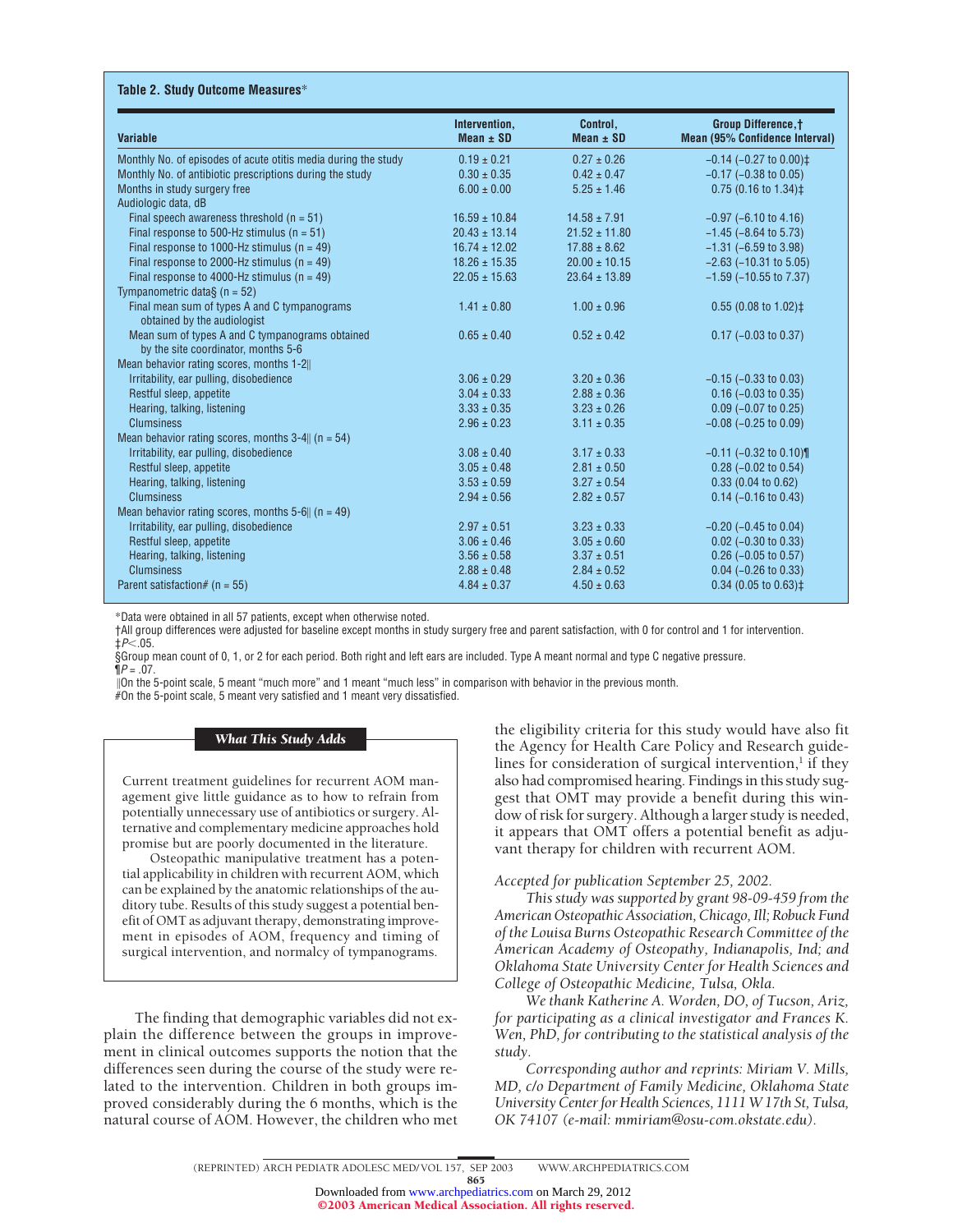**Table 2. Study Outcome Measures***

| Variable | Intervention, Mean ± SD | Control, Mean ± SD | Group Difference,† Mean (95% Confidence Interval) |
|---|---|---|---|
| Monthly No. of episodes of acute otitis media during the study | 0.19 ± 0.21 | 0.27 ± 0.26 | −0.14 (−0.27 to 0.00)‡ |
| Monthly No. of antibiotic prescriptions during the study | 0.30 ± 0.35 | 0.42 ± 0.47 | −0.17 (−0.38 to 0.05) |
| Months in study surgery free | 6.00 ± 0.00 | 5.25 ± 1.46 | 0.75 (0.16 to 1.34)‡ |
| Audiologic data, dB | | | |
| Final speech awareness threshold (n = 51) | 16.59 ± 10.84 | 14.58 ± 7.91 | −0.97 (−6.10 to 4.16) |
| Final response to 500-Hz stimulus (n = 51) | 20.43 ± 13.14 | 21.52 ± 11.80 | −1.45 (−8.64 to 5.73) |
| Final response to 1000-Hz stimulus (n = 49) | 16.74 ± 12.02 | 17.88 ± 8.62 | −1.31 (−6.59 to 3.98) |
| Final response to 2000-Hz stimulus (n = 49) | 18.26 ± 15.35 | 20.00 ± 10.15 | −2.63 (−10.31 to 5.05) |
| Final response to 4000-Hz stimulus (n = 49) | 22.05 ± 15.63 | 23.64 ± 13.89 | −1.59 (−10.55 to 7.37) |
| Tympanometric data§ (n = 52) | | | |
| Final mean sum of types A and C tympanograms obtained by the audiologist | 1.41 ± 0.80 | 1.00 ± 0.96 | 0.55 (0.08 to 1.02)‡ |
| Mean sum of types A and C tympanograms obtained by the site coordinator, months 5-6 | 0.65 ± 0.40 | 0.52 ± 0.42 | 0.17 (−0.03 to 0.37) |
| Mean behavior rating scores, months 1-2‖ | | | |
| Irritability, ear pulling, disobedience | 3.06 ± 0.29 | 3.20 ± 0.36 | −0.15 (−0.33 to 0.03) |
| Restful sleep, appetite | 3.04 ± 0.33 | 2.88 ± 0.36 | 0.16 (−0.03 to 0.35) |
| Hearing, talking, listening | 3.33 ± 0.35 | 3.23 ± 0.26 | 0.09 (−0.07 to 0.25) |
| Clumsiness | 2.96 ± 0.23 | 3.11 ± 0.35 | −0.08 (−0.25 to 0.09) |
| Mean behavior rating scores, months 3-4‖ (n = 54) | | | |
| Irritability, ear pulling, disobedience | 3.08 ± 0.40 | 3.17 ± 0.33 | −0.11 (−0.32 to 0.10)¶ |
| Restful sleep, appetite | 3.05 ± 0.48 | 2.81 ± 0.50 | 0.28 (−0.02 to 0.54) |
| Hearing, talking, listening | 3.53 ± 0.59 | 3.27 ± 0.54 | 0.33 (0.04 to 0.62) |
| Clumsiness | 2.94 ± 0.56 | 2.82 ± 0.57 | 0.14 (−0.16 to 0.43) |
| Mean behavior rating scores, months 5-6‖ (n = 49) | | | |
| Irritability, ear pulling, disobedience | 2.97 ± 0.51 | 3.23 ± 0.33 | −0.20 (−0.45 to 0.04) |
| Restful sleep, appetite | 3.06 ± 0.46 | 3.05 ± 0.60 | 0.02 (−0.30 to 0.33) |
| Hearing, talking, listening | 3.56 ± 0.58 | 3.37 ± 0.51 | 0.26 (−0.05 to 0.57) |
| Clumsiness | 2.88 ± 0.48 | 2.84 ± 0.52 | 0.04 (−0.26 to 0.33) |
| Parent satisfaction# (n = 55) | 4.84 ± 0.37 | 4.50 ± 0.63 | 0.34 (0.05 to 0.63)‡ |

*Data were obtained in all 57 patients, except when otherwise noted.
†All group differences were adjusted for baseline except months in study surgery free and parent satisfaction, with 0 for control and 1 for intervention.
‡$P<.05$.
§Group mean count of 0, 1, or 2 for each period. Both right and left ears are included. Type A meant normal and type C negative pressure.
¶$P = .07$.
‖On the 5-point scale, 5 meant "much more" and 1 meant "much less" in comparison with behavior in the previous month.
#On the 5-point scale, 5 meant very satisfied and 1 meant very dissatisfied.

### What This Study Adds

Current treatment guidelines for recurrent AOM management give little guidance as to how to refrain from potentially unnecessary use of antibiotics or surgery. Alternative and complementary medicine approaches hold promise but are poorly documented in the literature.

Osteopathic manipulative treatment has a potential applicability in children with recurrent AOM, which can be explained by the anatomic relationships of the auditory tube. Results of this study suggest a potential benefit of OMT as adjuvant therapy, demonstrating improvement in episodes of AOM, frequency and timing of surgical intervention, and normalcy of tympanograms.

The finding that demographic variables did not explain the difference between the groups in improvement in clinical outcomes supports the notion that the differences seen during the course of the study were related to the intervention. Children in both groups improved considerably during the 6 months, which is the natural course of AOM. However, the children who met the eligibility criteria for this study would have also fit the Agency for Health Care Policy and Research guidelines for consideration of surgical intervention,[1] if they also had compromised hearing. Findings in this study suggest that OMT may provide a benefit during this window of risk for surgery. Although a larger study is needed, it appears that OMT offers a potential benefit as adjuvant therapy for children with recurrent AOM.

*Accepted for publication September 25, 2002.*

*This study was supported by grant 98-09-459 from the American Osteopathic Association, Chicago, Ill; Robuck Fund of the Louisa Burns Osteopathic Research Committee of the American Academy of Osteopathy, Indianapolis, Ind; and Oklahoma State University Center for Health Sciences and College of Osteopathic Medicine, Tulsa, Okla.*

*We thank Katherine A. Worden, DO, of Tucson, Ariz, for participating as a clinical investigator and Frances K. Wen, PhD, for contributing to the statistical analysis of the study.*

*Corresponding author and reprints: Miriam V. Mills, MD, c/o Department of Family Medicine, Oklahoma State University Center for Health Sciences, 1111 W 17th St, Tulsa, OK 74107 (e-mail: mmiriam@osu-com.okstate.edu).*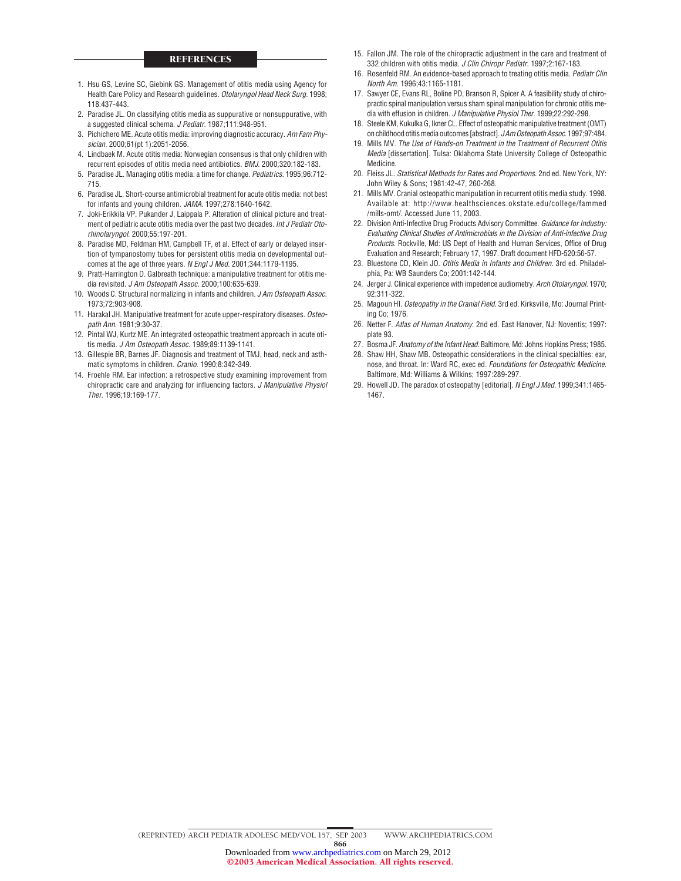## REFERENCES

1. Hsu GS, Levine SC, Giebink GS. Management of otitis media using Agency for Health Care Policy and Research guidelines. *Otolaryngol Head Neck Surg*. 1998; 118:437-443.
2. Paradise JL. On classifying otitis media as suppurative or nonsuppurative, with a suggested clinical schema. *J Pediatr*. 1987;111:948-951.
3. Pichichero ME. Acute otitis media: improving diagnostic accuracy. *Am Fam Physician*. 2000;61(pt 1):2051-2056.
4. Lindbaek M. Acute otitis media: Norwegian consensus is that only children with recurrent episodes of otitis media need antibiotics. *BMJ*. 2000;320:182-183.
5. Paradise JL. Managing otitis media: a time for change. *Pediatrics*. 1995;96:712-715.
6. Paradise JL. Short-course antimicrobial treatment for acute otitis media: not best for infants and young children. *JAMA*. 1997;278:1640-1642.
7. Joki-Erikkila VP, Pukander J, Laippala P. Alteration of clinical picture and treatment of pediatric acute otitis media over the past two decades. *Int J Pediatr Otorhinolaryngol*. 2000;55:197-201.
8. Paradise MD, Feldman HM, Campbell TF, et al. Effect of early or delayed insertion of tympanostomy tubes for persistent otitis media on developmental outcomes at the age of three years. *N Engl J Med*. 2001;344:1179-1195.
9. Pratt-Harrington D. Galbreath technique: a manipulative treatment for otitis media revisited. *J Am Osteopath Assoc*. 2000;100:635-639.
10. Woods C. Structural normalizing in infants and children. *J Am Osteopath Assoc*. 1973;72:903-908.
11. Harakal JH. Manipulative treatment for acute upper-respiratory diseases. *Osteopath Ann*. 1981;9:30-37.
12. Pintal WJ, Kurtz ME. An integrated osteopathic treatment approach in acute otitis media. *J Am Osteopath Assoc*. 1989;89:1139-1141.
13. Gillespie BR, Barnes JF. Diagnosis and treatment of TMJ, head, neck and asthmatic symptoms in children. *Cranio*. 1990;8:342-349.
14. Froehle RM. Ear infection: a retrospective study examining improvement from chiropractic care and analyzing for influencing factors. *J Manipulative Physiol Ther*. 1996;19:169-177.
15. Fallon JM. The role of the chiropractic adjustment in the care and treatment of 332 children with otitis media. *J Clin Chiropr Pediatr*. 1997;2:167-183.
16. Rosenfeld RM. An evidence-based approach to treating otitis media. *Pediatr Clin North Am*. 1996;43:1165-1181.
17. Sawyer CE, Evans RL, Boline PD, Branson R, Spicer A. A feasibility study of chiropractic spinal manipulation versus sham spinal manipulation for chronic otitis media with effusion in children. *J Manipulative Physiol Ther*. 1999;22:292-298.
18. Steele KM, Kukulka G, Ikner CL. Effect of osteopathic manipulative treatment (OMT) on childhood otitis media outcomes [abstract]. *J Am Osteopath Assoc*. 1997;97:484.
19. Mills MV. *The Use of Hands-on Treatment in the Treatment of Recurrent Otitis Media* [dissertation]. Tulsa: Oklahoma State University College of Osteopathic Medicine.
20. Fleiss JL. *Statistical Methods for Rates and Proportions*. 2nd ed. New York, NY: John Wiley & Sons; 1981:42-47, 260-268.
21. Mills MV. Cranial osteopathic manipulation in recurrent otitis media study. 1998. Available at: http://www.healthsciences.okstate.edu/college/fammed/mills-omt/. Accessed June 11, 2003.
22. Division Anti-Infective Drug Products Advisory Committee. *Guidance for Industry: Evaluating Clinical Studies of Antimicrobials in the Division of Anti-infective Drug Products*. Rockville, Md: US Dept of Health and Human Services, Office of Drug Evaluation and Research; February 17, 1997. Draft document HFD-520:56-57.
23. Bluestone CD, Klein JO. *Otitis Media in Infants and Children*. 3rd ed. Philadelphia, Pa: WB Saunders Co; 2001:142-144.
24. Jerger J. Clinical experience with impedence audiometry. *Arch Otolaryngol*. 1970; 92:311-322.
25. Magoun HI. *Osteopathy in the Cranial Field*. 3rd ed. Kirksville, Mo: Journal Printing Co; 1976.
26. Netter F. *Atlas of Human Anatomy*. 2nd ed. East Hanover, NJ: Noventis; 1997: plate 93.
27. Bosma JF. *Anatomy of the Infant Head*. Baltimore, Md: Johns Hopkins Press; 1985.
28. Shaw HH, Shaw MB. Osteopathic considerations in the clinical specialties: ear, nose, and throat. In: Ward RC, exec ed. *Foundations for Osteopathic Medicine*. Baltimore, Md: Williams & Wilkins; 1997:289-297.
29. Howell JD. The paradox of osteopathy [editorial]. *N Engl J Med*. 1999;341:1465-1467.